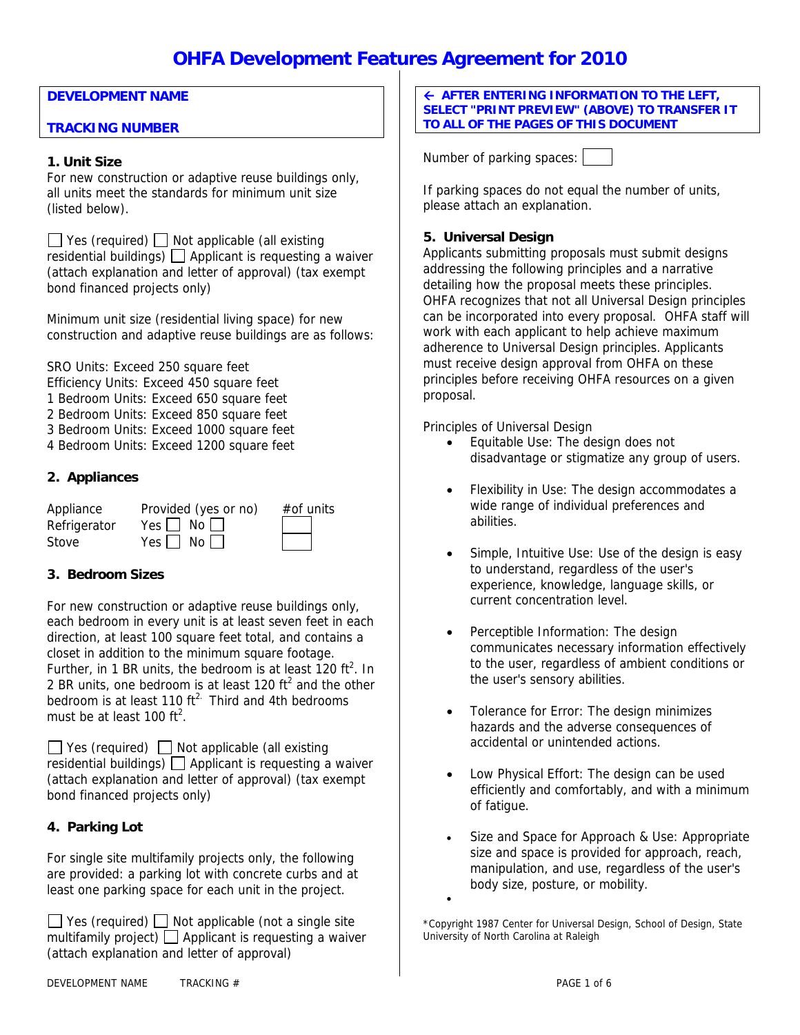# OHFA Development Features Agreement for 2010

**DEVELOPMENT NAME**

**TRACKING NUMBER**

### 1. Unit Size

For new construction or adaptive reuse buildings only, all units meet the standards for minimum unit size (listed below).

☐ Yes (required) ☐ Not applicable (all existing residential buildings) ☐ Applicant is requesting a waiver (attach explanation and letter of approval) (tax exempt bond financed projects only)

Minimum unit size (residential living space) for new construction and adaptive reuse buildings are as follows:

SRO Units: Exceed 250 square feet
Efficiency Units: Exceed 450 square feet
1 Bedroom Units: Exceed 650 square feet
2 Bedroom Units: Exceed 850 square feet
3 Bedroom Units: Exceed 1000 square feet
4 Bedroom Units: Exceed 1200 square feet

### 2. Appliances

| Appliance | Provided (yes or no) | #of units |
|---|---|---|
| Refrigerator | Yes ☐ No ☐ | |
| Stove | Yes ☐ No ☐ | |

### 3. Bedroom Sizes

For new construction or adaptive reuse buildings only, each bedroom in every unit is at least seven feet in each direction, at least 100 square feet total, and contains a closet in addition to the minimum square footage. Further, in 1 BR units, the bedroom is at least 120 $ft^2$. In 2 BR units, one bedroom is at least 120 $ft^2$ and the other bedroom is at least 110 $ft^2$. Third and 4th bedrooms must be at least 100 $ft^2$.

☐ Yes (required) ☐ Not applicable (all existing residential buildings) ☐ Applicant is requesting a waiver (attach explanation and letter of approval) (tax exempt bond financed projects only)

### 4. Parking Lot

For single site multifamily projects only, the following are provided: a parking lot with concrete curbs and at least one parking space for each unit in the project.

☐ Yes (required) ☐ Not applicable (not a single site multifamily project) ☐ Applicant is requesting a waiver (attach explanation and letter of approval)

**← AFTER ENTERING INFORMATION TO THE LEFT, SELECT "PRINT PREVIEW" (ABOVE) TO TRANSFER IT TO ALL OF THE PAGES OF THIS DOCUMENT**

Number of parking spaces: ☐

If parking spaces do not equal the number of units, please attach an explanation.

### 5. Universal Design

Applicants submitting proposals must submit designs addressing the following principles and a narrative detailing how the proposal meets these principles. OHFA recognizes that not all Universal Design principles can be incorporated into every proposal. OHFA staff will work with each applicant to help achieve maximum adherence to Universal Design principles. Applicants must receive design approval from OHFA on these principles before receiving OHFA resources on a given proposal.

Principles of Universal Design

- Equitable Use: The design does not disadvantage or stigmatize any group of users.
- Flexibility in Use: The design accommodates a wide range of individual preferences and abilities.
- Simple, Intuitive Use: Use of the design is easy to understand, regardless of the user's experience, knowledge, language skills, or current concentration level.
- Perceptible Information: The design communicates necessary information effectively to the user, regardless of ambient conditions or the user's sensory abilities.
- Tolerance for Error: The design minimizes hazards and the adverse consequences of accidental or unintended actions.
- Low Physical Effort: The design can be used efficiently and comfortably, and with a minimum of fatigue.
- Size and Space for Approach & Use: Appropriate size and space is provided for approach, reach, manipulation, and use, regardless of the user's body size, posture, or mobility.

*Copyright 1987 Center for Universal Design, School of Design, State University of North Carolina at Raleigh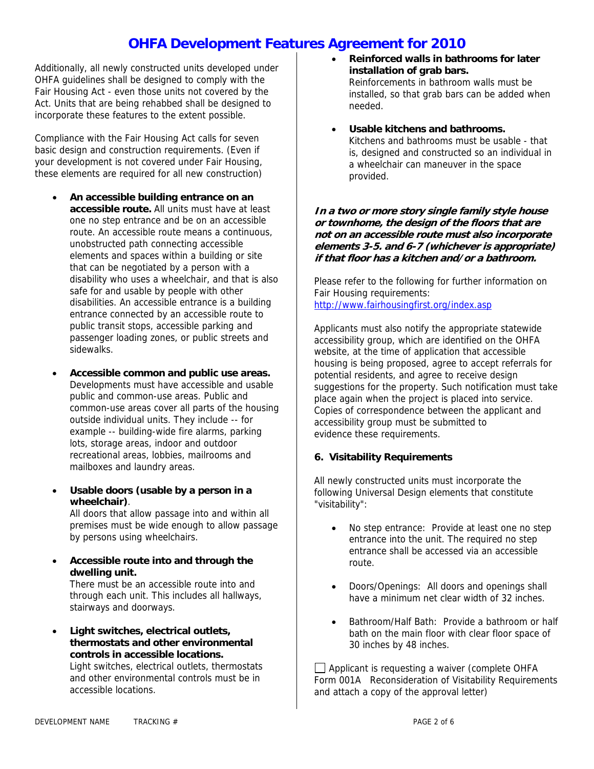# OHFA Development Features Agreement for 2010

Additionally, all newly constructed units developed under OHFA guidelines shall be designed to comply with the Fair Housing Act - even those units not covered by the Act. Units that are being rehabbed shall be designed to incorporate these features to the extent possible.

Compliance with the Fair Housing Act calls for seven basic design and construction requirements. (Even if your development is not covered under Fair Housing, these elements are required for all new construction)

- **An accessible building entrance on an accessible route.** All units must have at least one no step entrance and be on an accessible route. An accessible route means a continuous, unobstructed path connecting accessible elements and spaces within a building or site that can be negotiated by a person with a disability who uses a wheelchair, and that is also safe for and usable by people with other disabilities. An accessible entrance is a building entrance connected by an accessible route to public transit stops, accessible parking and passenger loading zones, or public streets and sidewalks.

- **Accessible common and public use areas.** Developments must have accessible and usable public and common-use areas. Public and common-use areas cover all parts of the housing outside individual units. They include -- for example -- building-wide fire alarms, parking lots, storage areas, indoor and outdoor recreational areas, lobbies, mailrooms and mailboxes and laundry areas.

- **Usable doors (usable by a person in a wheelchair)**.
  All doors that allow passage into and within all premises must be wide enough to allow passage by persons using wheelchairs.

- **Accessible route into and through the dwelling unit.**
  There must be an accessible route into and through each unit. This includes all hallways, stairways and doorways.

- **Light switches, electrical outlets, thermostats and other environmental controls in accessible locations.**
  Light switches, electrical outlets, thermostats and other environmental controls must be in accessible locations.

- **Reinforced walls in bathrooms for later installation of grab bars.**
  Reinforcements in bathroom walls must be installed, so that grab bars can be added when needed.

- **Usable kitchens and bathrooms.**
  Kitchens and bathrooms must be usable - that is, designed and constructed so an individual in a wheelchair can maneuver in the space provided.

***In a two or more story single family style house or townhome, the design of the floors that are not on an accessible route must also incorporate elements 3-5. and 6-7 (whichever is appropriate) if that floor has a kitchen and/or a bathroom.***

Please refer to the following for further information on Fair Housing requirements:
http://www.fairhousingfirst.org/index.asp

Applicants must also notify the appropriate statewide accessibility group, which are identified on the OHFA website, at the time of application that accessible housing is being proposed, agree to accept referrals for potential residents, and agree to receive design suggestions for the property. Such notification must take place again when the project is placed into service. Copies of correspondence between the applicant and accessibility group must be submitted to evidence these requirements.

### 6. Visitability Requirements

All newly constructed units must incorporate the following Universal Design elements that constitute "visitability":

- No step entrance: Provide at least one no step entrance into the unit. The required no step entrance shall be accessed via an accessible route.

- Doors/Openings: All doors and openings shall have a minimum net clear width of 32 inches.

- Bathroom/Half Bath: Provide a bathroom or half bath on the main floor with clear floor space of 30 inches by 48 inches.

☐ Applicant is requesting a waiver (complete OHFA Form 001A Reconsideration of Visitability Requirements and attach a copy of the approval letter)

DEVELOPMENT NAME TRACKING #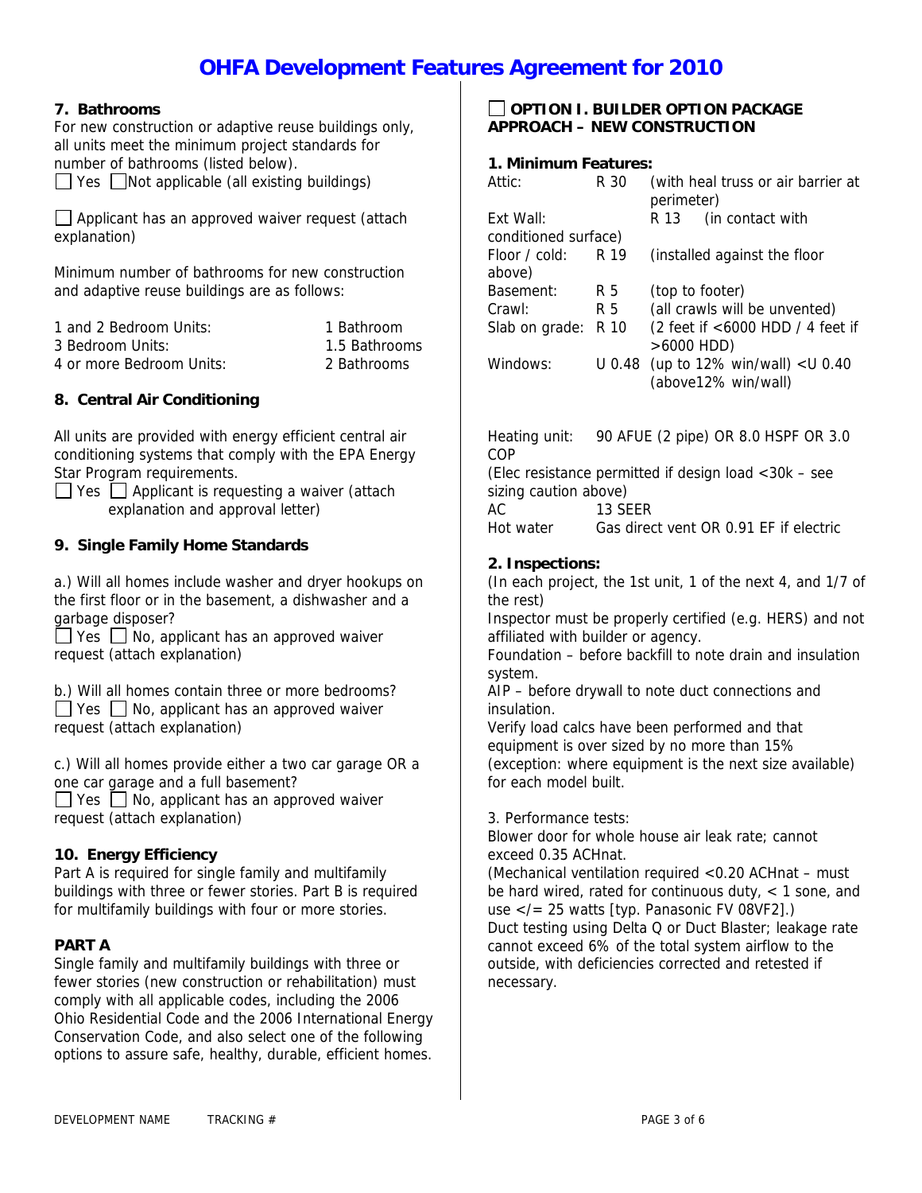# OHFA Development Features Agreement for 2010

### 7. Bathrooms

For new construction or adaptive reuse buildings only, all units meet the minimum project standards for number of bathrooms (listed below).

☐ Yes ☐ Not applicable (all existing buildings)

☐ Applicant has an approved waiver request (attach explanation)

Minimum number of bathrooms for new construction and adaptive reuse buildings are as follows:

| | |
|---|---|
| 1 and 2 Bedroom Units: | 1 Bathroom |
| 3 Bedroom Units: | 1.5 Bathrooms |
| 4 or more Bedroom Units: | 2 Bathrooms |

### 8. Central Air Conditioning

All units are provided with energy efficient central air conditioning systems that comply with the EPA Energy Star Program requirements.

☐ Yes ☐ Applicant is requesting a waiver (attach explanation and approval letter)

### 9. Single Family Home Standards

a.) Will all homes include washer and dryer hookups on the first floor or in the basement, a dishwasher and a garbage disposer?

☐ Yes ☐ No, applicant has an approved waiver request (attach explanation)

b.) Will all homes contain three or more bedrooms?

☐ Yes ☐ No, applicant has an approved waiver request (attach explanation)

c.) Will all homes provide either a two car garage OR a one car garage and a full basement?

☐ Yes ☐ No, applicant has an approved waiver request (attach explanation)

### 10. Energy Efficiency

Part A is required for single family and multifamily buildings with three or fewer stories. Part B is required for multifamily buildings with four or more stories.

### PART A

Single family and multifamily buildings with three or fewer stories (new construction or rehabilitation) must comply with all applicable codes, including the 2006 Ohio Residential Code and the 2006 International Energy Conservation Code, and also select one of the following options to assure safe, healthy, durable, efficient homes.

### ☐ OPTION I. BUILDER OPTION PACKAGE APPROACH – NEW CONSTRUCTION

**1. Minimum Features:**

| | | |
|---|---|---|
| Attic: | R 30 | (with heal truss or air barrier at perimeter) |
| Ext Wall: | R 13 | (in contact with conditioned surface) |
| Floor / cold: | R 19 | (installed against the floor above) |
| Basement: | R 5 | (top to footer) |
| Crawl: | R 5 | (all crawls will be unvented) |
| Slab on grade: | R 10 | (2 feet if <6000 HDD / 4 feet if >6000 HDD) |
| Windows: | U 0.48 | (up to 12% win/wall) <U 0.40 (above12% win/wall) |

Heating unit: 90 AFUE (2 pipe) OR 8.0 HSPF OR 3.0 COP
(Elec resistance permitted if design load <30k – see sizing caution above)
AC 13 SEER
Hot water Gas direct vent OR 0.91 EF if electric

**2. Inspections:**

(In each project, the 1st unit, 1 of the next 4, and 1/7 of the rest)

Inspector must be properly certified (e.g. HERS) and not affiliated with builder or agency.

Foundation – before backfill to note drain and insulation system.

AIP – before drywall to note duct connections and insulation.

Verify load calcs have been performed and that equipment is over sized by no more than 15% (exception: where equipment is the next size available) for each model built.

3. Performance tests:

Blower door for whole house air leak rate; cannot exceed 0.35 ACHnat.

(Mechanical ventilation required <0.20 ACHnat – must be hard wired, rated for continuous duty, < 1 sone, and use </= 25 watts [typ. Panasonic FV 08VF2].)

Duct testing using Delta Q or Duct Blaster; leakage rate cannot exceed 6% of the total system airflow to the outside, with deficiencies corrected and retested if necessary.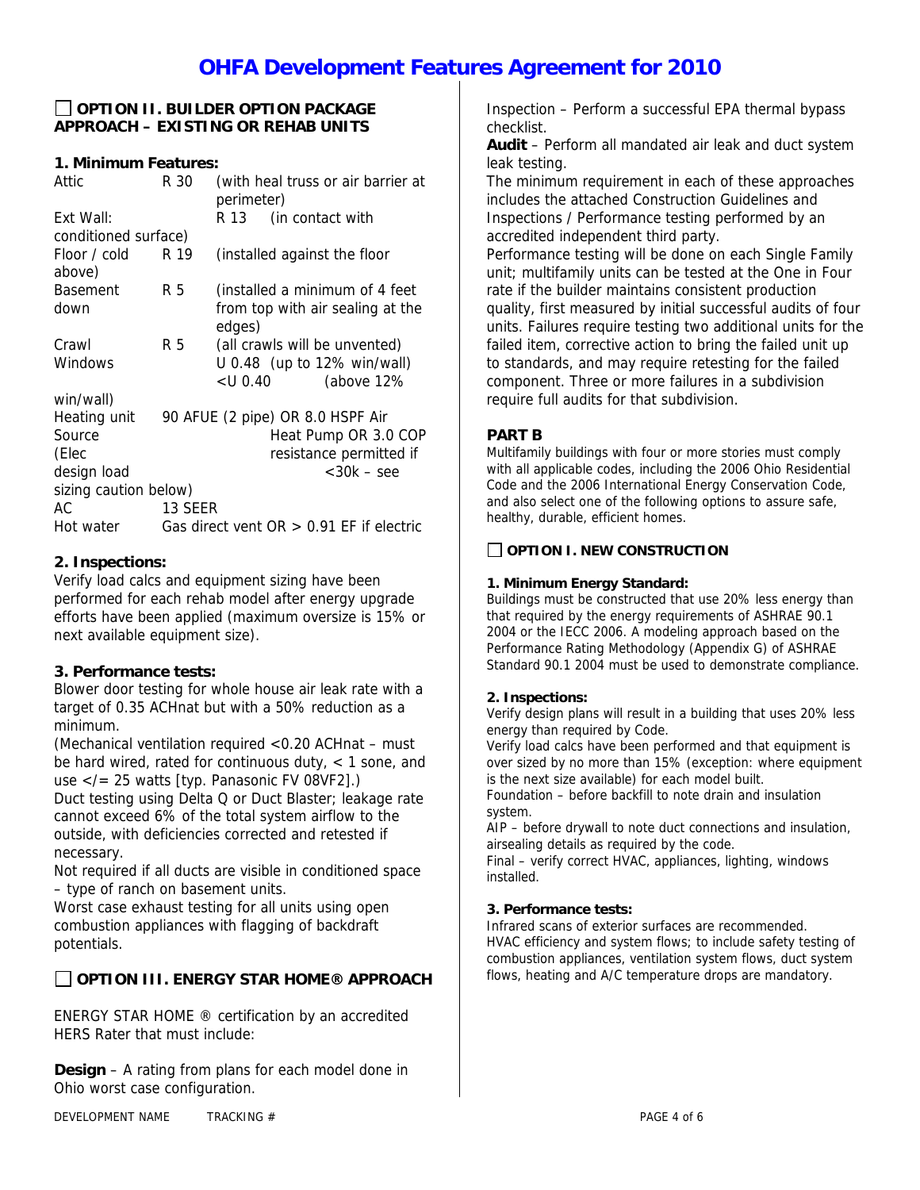# OHFA Development Features Agreement for 2010

## ☐ OPTION II. BUILDER OPTION PACKAGE APPROACH – EXISTING OR REHAB UNITS

### 1. Minimum Features:

| | | |
|---|---|---|
| Attic | R 30 | (with heal truss or air barrier at perimeter) |
| Ext Wall: conditioned surface) | R 13 | (in contact with |
| Floor / cold above) | R 19 | (installed against the floor |
| Basement down | R 5 | (installed a minimum of 4 feet from top with air sealing at the edges) |
| Crawl | R 5 | (all crawls will be unvented) |
| Windows | | U 0.48 (up to 12% win/wall) <U 0.40 (above 12% win/wall) |
| Heating unit Source (Elec design load sizing caution below) | | 90 AFUE (2 pipe) OR 8.0 HSPF Air Heat Pump OR 3.0 COP resistance permitted if <30k – see |
| AC | 13 SEER | |
| Hot water | | Gas direct vent OR > 0.91 EF if electric |

### 2. Inspections:

Verify load calcs and equipment sizing have been performed for each rehab model after energy upgrade efforts have been applied (maximum oversize is 15% or next available equipment size).

### 3. Performance tests:

Blower door testing for whole house air leak rate with a target of 0.35 ACHnat but with a 50% reduction as a minimum.

(Mechanical ventilation required <0.20 ACHnat – must be hard wired, rated for continuous duty, < 1 sone, and use </= 25 watts [typ. Panasonic FV 08VF2].)

Duct testing using Delta Q or Duct Blaster; leakage rate cannot exceed 6% of the total system airflow to the outside, with deficiencies corrected and retested if necessary.

Not required if all ducts are visible in conditioned space – type of ranch on basement units.

Worst case exhaust testing for all units using open combustion appliances with flagging of backdraft potentials.

## ☐ OPTION III. ENERGY STAR HOME® APPROACH

ENERGY STAR HOME ® certification by an accredited HERS Rater that must include:

**Design** – A rating from plans for each model done in Ohio worst case configuration.

Inspection – Perform a successful EPA thermal bypass checklist.

**Audit** – Perform all mandated air leak and duct system leak testing.

The minimum requirement in each of these approaches includes the attached Construction Guidelines and Inspections / Performance testing performed by an accredited independent third party.

Performance testing will be done on each Single Family unit; multifamily units can be tested at the One in Four rate if the builder maintains consistent production quality, first measured by initial successful audits of four units. Failures require testing two additional units for the failed item, corrective action to bring the failed unit up to standards, and may require retesting for the failed component. Three or more failures in a subdivision require full audits for that subdivision.

## PART B

Multifamily buildings with four or more stories must comply with all applicable codes, including the 2006 Ohio Residential Code and the 2006 International Energy Conservation Code, and also select one of the following options to assure safe, healthy, durable, efficient homes.

## ☐ OPTION I. NEW CONSTRUCTION

### 1. Minimum Energy Standard:

Buildings must be constructed that use 20% less energy than that required by the energy requirements of ASHRAE 90.1 2004 or the IECC 2006. A modeling approach based on the Performance Rating Methodology (Appendix G) of ASHRAE Standard 90.1 2004 must be used to demonstrate compliance.

### 2. Inspections:

Verify design plans will result in a building that uses 20% less energy than required by Code.

Verify load calcs have been performed and that equipment is over sized by no more than 15% (exception: where equipment is the next size available) for each model built.

Foundation – before backfill to note drain and insulation system.

AIP – before drywall to note duct connections and insulation, airsealing details as required by the code.

Final – verify correct HVAC, appliances, lighting, windows installed.

### 3. Performance tests:

Infrared scans of exterior surfaces are recommended.

HVAC efficiency and system flows; to include safety testing of combustion appliances, ventilation system flows, duct system flows, heating and A/C temperature drops are mandatory.

DEVELOPMENT NAME TRACKING #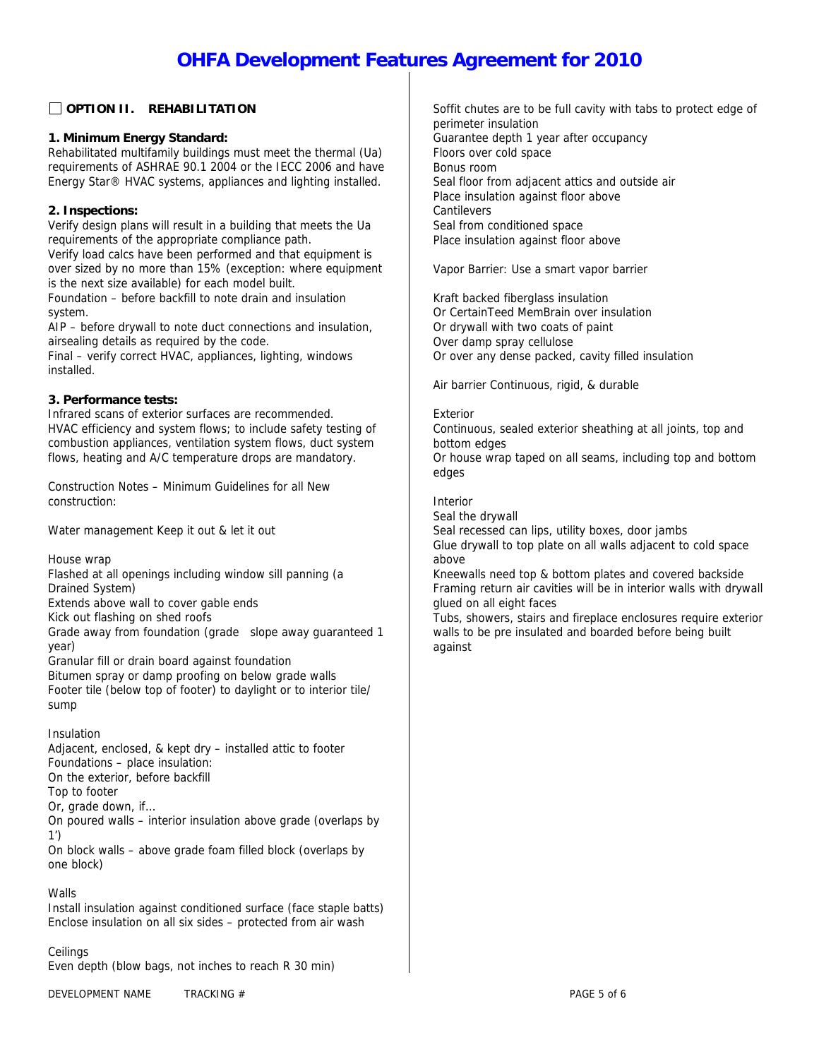# OHFA Development Features Agreement for 2010

☐ **OPTION II. REHABILITATION**

**1. Minimum Energy Standard:**
Rehabilitated multifamily buildings must meet the thermal (Ua) requirements of ASHRAE 90.1 2004 or the IECC 2006 and have Energy Star® HVAC systems, appliances and lighting installed.

**2. Inspections:**
Verify design plans will result in a building that meets the Ua requirements of the appropriate compliance path.
Verify load calcs have been performed and that equipment is over sized by no more than 15% (exception: where equipment is the next size available) for each model built.
Foundation – before backfill to note drain and insulation system.
AIP – before drywall to note duct connections and insulation, airsealing details as required by the code.
Final – verify correct HVAC, appliances, lighting, windows installed.

**3. Performance tests:**
Infrared scans of exterior surfaces are recommended.
HVAC efficiency and system flows; to include safety testing of combustion appliances, ventilation system flows, duct system flows, heating and A/C temperature drops are mandatory.

Construction Notes – Minimum Guidelines for all New construction:

Water management Keep it out & let it out

House wrap
Flashed at all openings including window sill panning (a Drained System)
Extends above wall to cover gable ends
Kick out flashing on shed roofs
Grade away from foundation (grade slope away guaranteed 1 year)
Granular fill or drain board against foundation
Bitumen spray or damp proofing on below grade walls
Footer tile (below top of footer) to daylight or to interior tile/ sump

Insulation
Adjacent, enclosed, & kept dry – installed attic to footer
Foundations – place insulation:
On the exterior, before backfill
Top to footer
Or, grade down, if…
On poured walls – interior insulation above grade (overlaps by 1')
On block walls – above grade foam filled block (overlaps by one block)

Walls
Install insulation against conditioned surface (face staple batts)
Enclose insulation on all six sides – protected from air wash

Ceilings
Even depth (blow bags, not inches to reach R 30 min)
Soffit chutes are to be full cavity with tabs to protect edge of perimeter insulation
Guarantee depth 1 year after occupancy
Floors over cold space
Bonus room
Seal floor from adjacent attics and outside air
Place insulation against floor above
Cantilevers
Seal from conditioned space
Place insulation against floor above

Vapor Barrier: Use a smart vapor barrier

Kraft backed fiberglass insulation
Or CertainTeed MemBrain over insulation
Or drywall with two coats of paint
Over damp spray cellulose
Or over any dense packed, cavity filled insulation

Air barrier Continuous, rigid, & durable

Exterior
Continuous, sealed exterior sheathing at all joints, top and bottom edges
Or house wrap taped on all seams, including top and bottom edges

Interior
Seal the drywall
Seal recessed can lips, utility boxes, door jambs
Glue drywall to top plate on all walls adjacent to cold space above
Kneewalls need top & bottom plates and covered backside
Framing return air cavities will be in interior walls with drywall glued on all eight faces
Tubs, showers, stairs and fireplace enclosures require exterior walls to be pre insulated and boarded before being built against

DEVELOPMENT NAME TRACKING #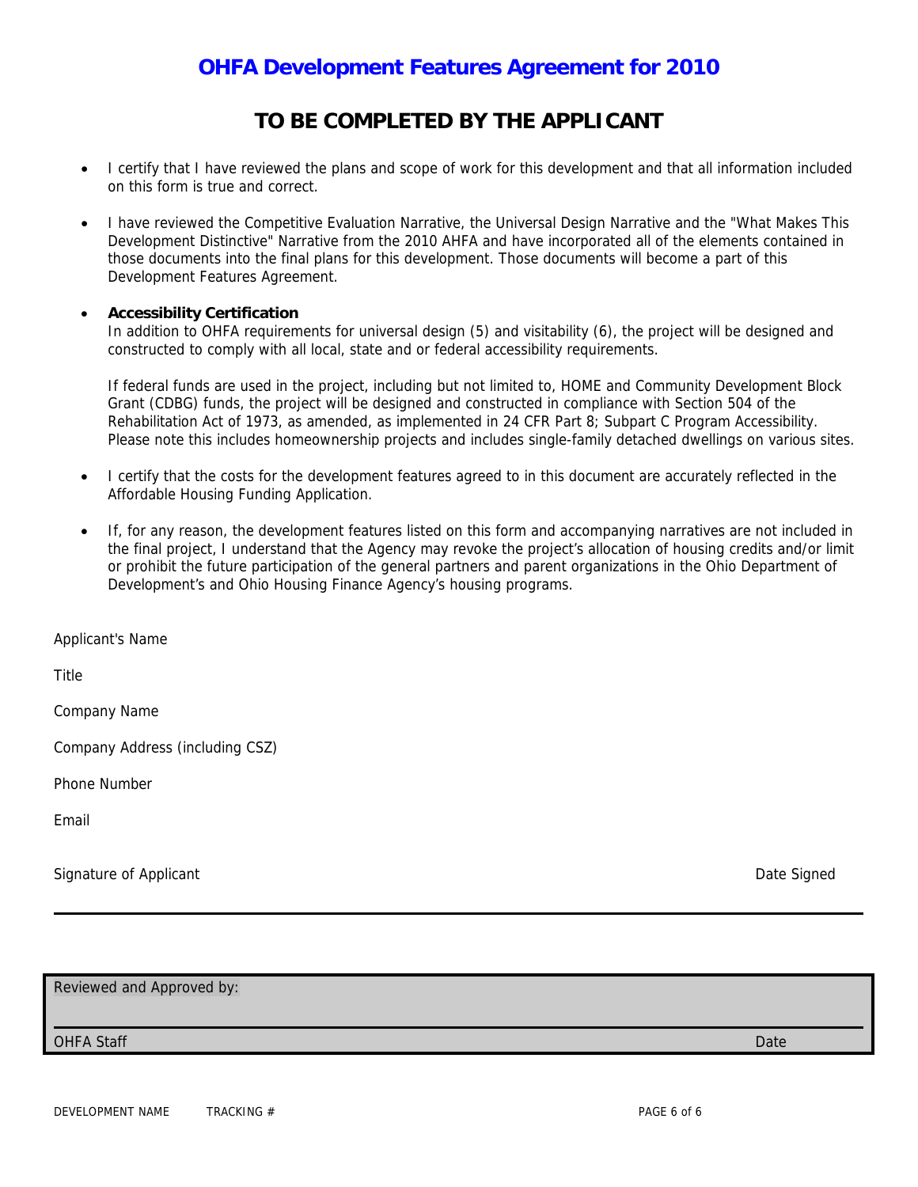# OHFA Development Features Agreement for 2010

## TO BE COMPLETED BY THE APPLICANT

- I certify that I have reviewed the plans and scope of work for this development and that all information included on this form is true and correct.

- I have reviewed the Competitive Evaluation Narrative, the Universal Design Narrative and the "What Makes This Development Distinctive" Narrative from the 2010 AHFA and have incorporated all of the elements contained in those documents into the final plans for this development. Those documents will become a part of this Development Features Agreement.

- **Accessibility Certification**
  In addition to OHFA requirements for universal design (5) and visitability (6), the project will be designed and constructed to comply with all local, state and or federal accessibility requirements.

  If federal funds are used in the project, including but not limited to, HOME and Community Development Block Grant (CDBG) funds, the project will be designed and constructed in compliance with Section 504 of the Rehabilitation Act of 1973, as amended, as implemented in 24 CFR Part 8; Subpart C Program Accessibility. Please note this includes homeownership projects and includes single-family detached dwellings on various sites.

- I certify that the costs for the development features agreed to in this document are accurately reflected in the Affordable Housing Funding Application.

- If, for any reason, the development features listed on this form and accompanying narratives are not included in the final project, I understand that the Agency may revoke the project's allocation of housing credits and/or limit or prohibit the future participation of the general partners and parent organizations in the Ohio Department of Development's and Ohio Housing Finance Agency's housing programs.

Applicant's Name

Title

Company Name

Company Address (including CSZ)

Phone Number

Email

Signature of Applicant　　　　　　　　　　　　　　　　　　　　　　　　　　Date Signed

---

Reviewed and Approved by:

OHFA Staff　　　　　　　　　　　　　　　　　　　　　　　　　　　　　　　Date

DEVELOPMENT NAME　　TRACKING #